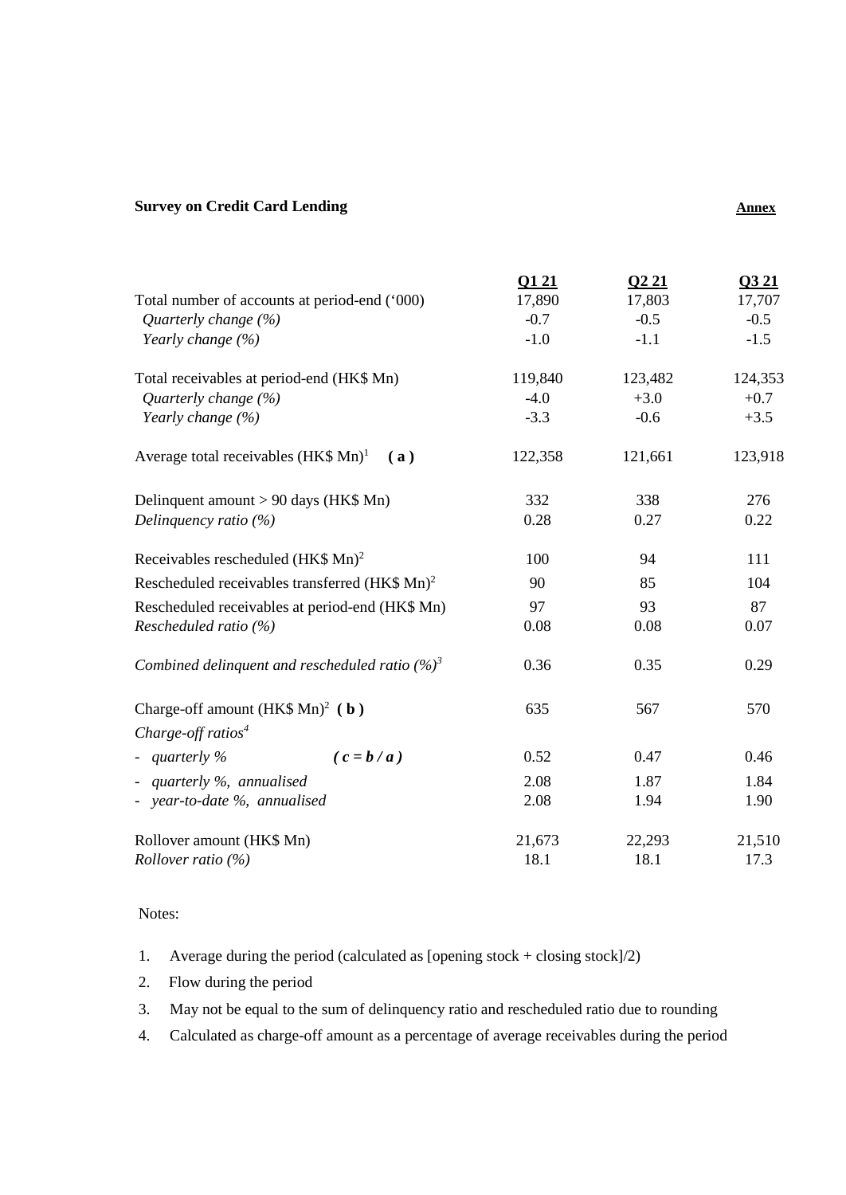**Survey on Credit Card Lending** **Annex**

| | **Q1 21** | **Q2 21** | **Q3 21** |
|---|---|---|---|
| Total number of accounts at period-end (‘000) | 17,890 | 17,803 | 17,707 |
| *Quarterly change (%)* | -0.7 | -0.5 | -0.5 |
| *Yearly change (%)* | -1.0 | -1.1 | -1.5 |
| | | | |
| Total receivables at period-end (HK$ Mn) | 119,840 | 123,482 | 124,353 |
| *Quarterly change (%)* | -4.0 | +3.0 | +0.7 |
| *Yearly change (%)* | -3.3 | -0.6 | +3.5 |
| | | | |
| Average total receivables (HK$ Mn)[1] **( a )** | 122,358 | 121,661 | 123,918 |
| | | | |
| Delinquent amount > 90 days (HK$ Mn) | 332 | 338 | 276 |
| *Delinquency ratio (%)* | 0.28 | 0.27 | 0.22 |
| | | | |
| Receivables rescheduled (HK$ Mn)[2] | 100 | 94 | 111 |
| Rescheduled receivables transferred (HK$ Mn)[2] | 90 | 85 | 104 |
| Rescheduled receivables at period-end (HK$ Mn) | 97 | 93 | 87 |
| *Rescheduled ratio (%)* | 0.08 | 0.08 | 0.07 |
| | | | |
| *Combined delinquent and rescheduled ratio (%)*[3] | 0.36 | 0.35 | 0.29 |
| | | | |
| Charge-off amount (HK$ Mn)[2] **( b )** | 635 | 567 | 570 |
| *Charge-off ratios*[4] | | | |
| - *quarterly %* ***( c = b / a )*** | 0.52 | 0.47 | 0.46 |
| - *quarterly %, annualised* | 2.08 | 1.87 | 1.84 |
| - *year-to-date %, annualised* | 2.08 | 1.94 | 1.90 |
| | | | |
| Rollover amount (HK$ Mn) | 21,673 | 22,293 | 21,510 |
| *Rollover ratio (%)* | 18.1 | 18.1 | 17.3 |

Notes:

1. Average during the period (calculated as [opening stock + closing stock]/2)
2. Flow during the period
3. May not be equal to the sum of delinquency ratio and rescheduled ratio due to rounding
4. Calculated as charge-off amount as a percentage of average receivables during the period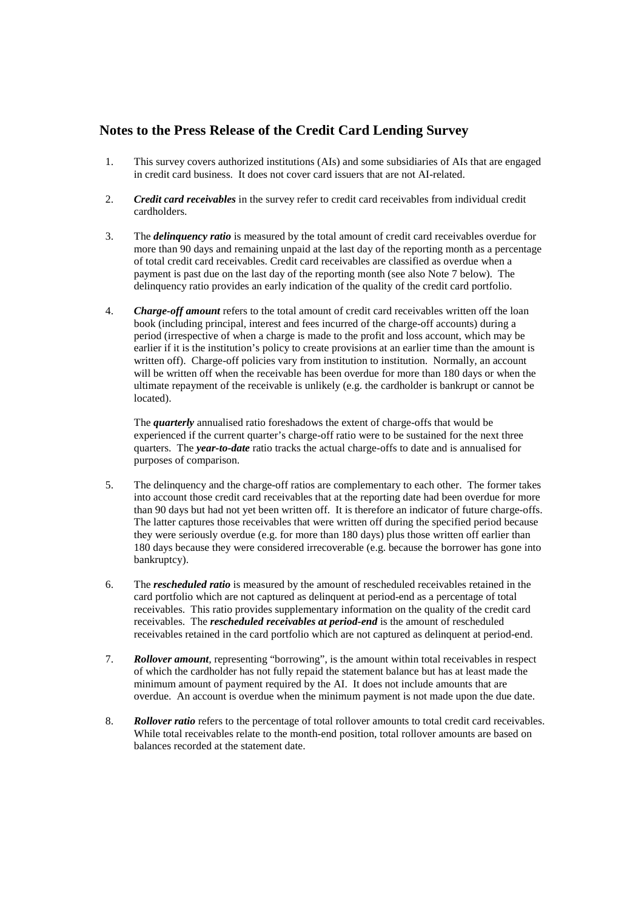## Notes to the Press Release of the Credit Card Lending Survey

1. This survey covers authorized institutions (AIs) and some subsidiaries of AIs that are engaged in credit card business. It does not cover card issuers that are not AI-related.

2. ***Credit card receivables*** in the survey refer to credit card receivables from individual credit cardholders.

3. The ***delinquency ratio*** is measured by the total amount of credit card receivables overdue for more than 90 days and remaining unpaid at the last day of the reporting month as a percentage of total credit card receivables. Credit card receivables are classified as overdue when a payment is past due on the last day of the reporting month (see also Note 7 below). The delinquency ratio provides an early indication of the quality of the credit card portfolio.

4. ***Charge-off amount*** refers to the total amount of credit card receivables written off the loan book (including principal, interest and fees incurred of the charge-off accounts) during a period (irrespective of when a charge is made to the profit and loss account, which may be earlier if it is the institution's policy to create provisions at an earlier time than the amount is written off). Charge-off policies vary from institution to institution. Normally, an account will be written off when the receivable has been overdue for more than 180 days or when the ultimate repayment of the receivable is unlikely (e.g. the cardholder is bankrupt or cannot be located).

   The ***quarterly*** annualised ratio foreshadows the extent of charge-offs that would be experienced if the current quarter's charge-off ratio were to be sustained for the next three quarters. The ***year-to-date*** ratio tracks the actual charge-offs to date and is annualised for purposes of comparison.

5. The delinquency and the charge-off ratios are complementary to each other. The former takes into account those credit card receivables that at the reporting date had been overdue for more than 90 days but had not yet been written off. It is therefore an indicator of future charge-offs. The latter captures those receivables that were written off during the specified period because they were seriously overdue (e.g. for more than 180 days) plus those written off earlier than 180 days because they were considered irrecoverable (e.g. because the borrower has gone into bankruptcy).

6. The ***rescheduled ratio*** is measured by the amount of rescheduled receivables retained in the card portfolio which are not captured as delinquent at period-end as a percentage of total receivables. This ratio provides supplementary information on the quality of the credit card receivables. The ***rescheduled receivables at period-end*** is the amount of rescheduled receivables retained in the card portfolio which are not captured as delinquent at period-end.

7. ***Rollover amount***, representing "borrowing", is the amount within total receivables in respect of which the cardholder has not fully repaid the statement balance but has at least made the minimum amount of payment required by the AI. It does not include amounts that are overdue. An account is overdue when the minimum payment is not made upon the due date.

8. ***Rollover ratio*** refers to the percentage of total rollover amounts to total credit card receivables. While total receivables relate to the month-end position, total rollover amounts are based on balances recorded at the statement date.